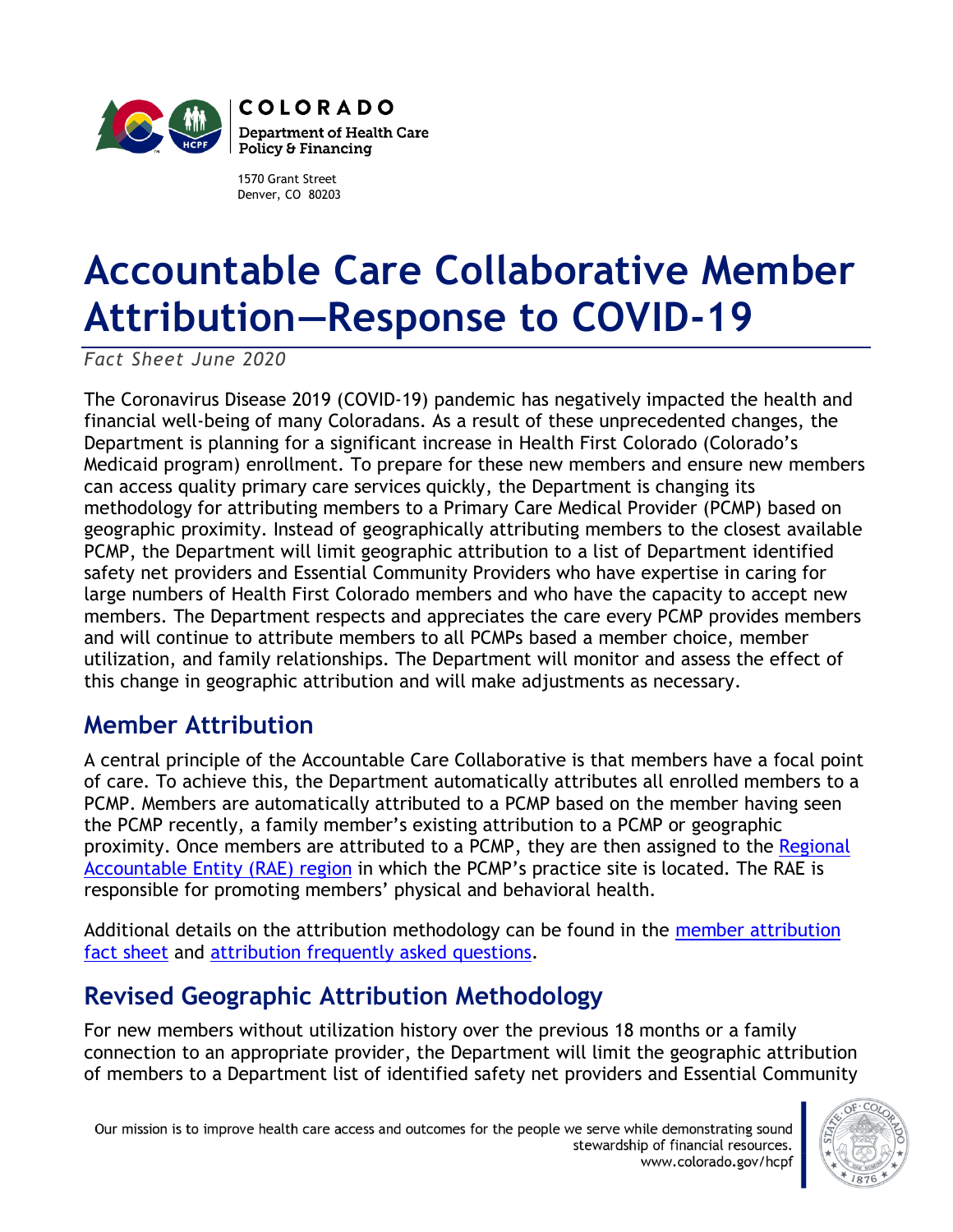COLORADO

Department of Health Care Policy & Financing

1570 Grant Street
Denver, CO 80203

# Accountable Care Collaborative Member Attribution—Response to COVID-19

*Fact Sheet June 2020*

The Coronavirus Disease 2019 (COVID-19) pandemic has negatively impacted the health and financial well-being of many Coloradans. As a result of these unprecedented changes, the Department is planning for a significant increase in Health First Colorado (Colorado's Medicaid program) enrollment. To prepare for these new members and ensure new members can access quality primary care services quickly, the Department is changing its methodology for attributing members to a Primary Care Medical Provider (PCMP) based on geographic proximity. Instead of geographically attributing members to the closest available PCMP, the Department will limit geographic attribution to a list of Department identified safety net providers and Essential Community Providers who have expertise in caring for large numbers of Health First Colorado members and who have the capacity to accept new members. The Department respects and appreciates the care every PCMP provides members and will continue to attribute members to all PCMPs based a member choice, member utilization, and family relationships. The Department will monitor and assess the effect of this change in geographic attribution and will make adjustments as necessary.

## Member Attribution

A central principle of the Accountable Care Collaborative is that members have a focal point of care. To achieve this, the Department automatically attributes all enrolled members to a PCMP. Members are automatically attributed to a PCMP based on the member having seen the PCMP recently, a family member's existing attribution to a PCMP or geographic proximity. Once members are attributed to a PCMP, they are then assigned to the Regional Accountable Entity (RAE) region in which the PCMP's practice site is located. The RAE is responsible for promoting members' physical and behavioral health.

Additional details on the attribution methodology can be found in the member attribution fact sheet and attribution frequently asked questions.

## Revised Geographic Attribution Methodology

For new members without utilization history over the previous 18 months or a family connection to an appropriate provider, the Department will limit the geographic attribution of members to a Department list of identified safety net providers and Essential Community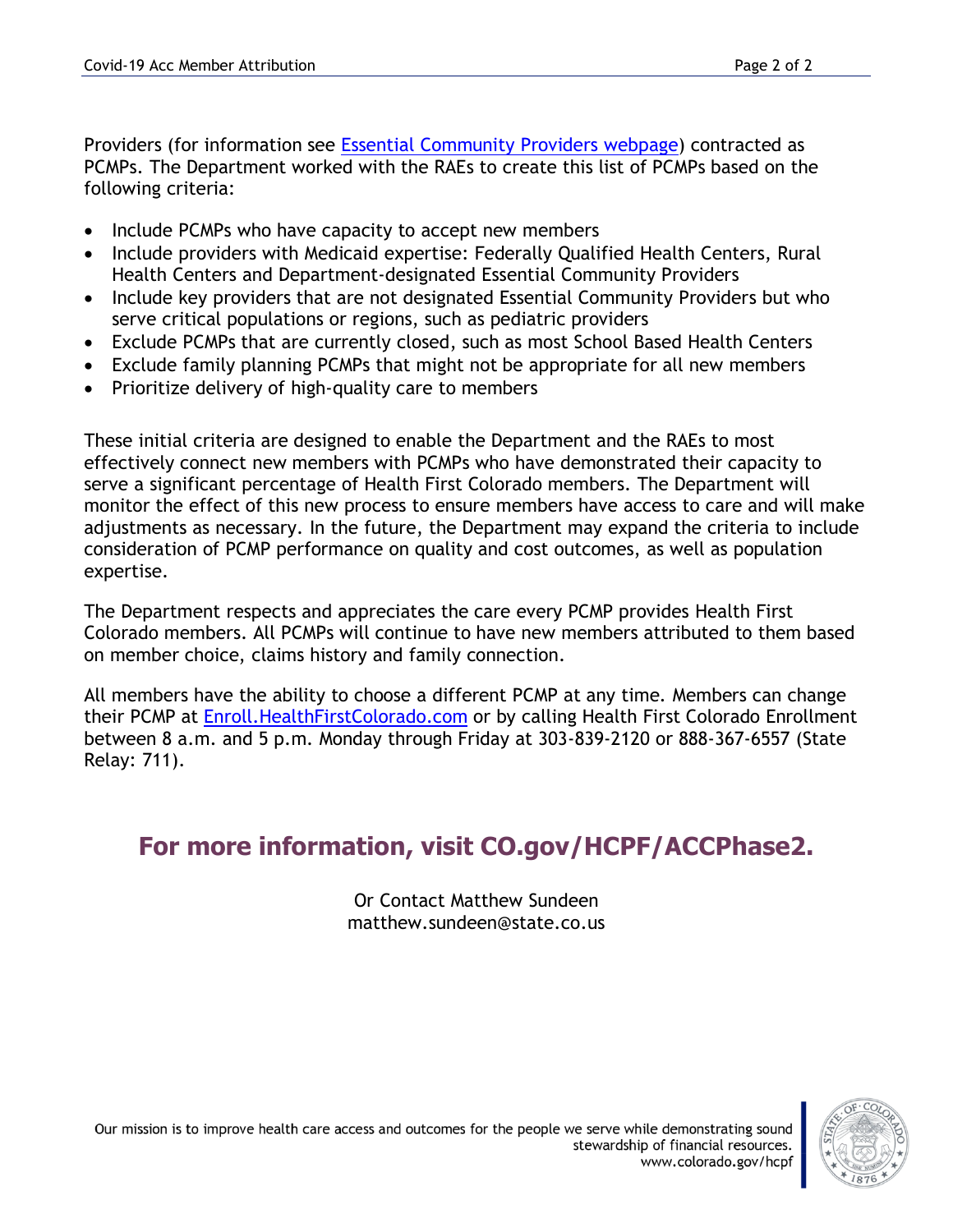Providers (for information see [Essential Community Providers webpage]) contracted as PCMPs. The Department worked with the RAEs to create this list of PCMPs based on the following criteria:

- Include PCMPs who have capacity to accept new members
- Include providers with Medicaid expertise: Federally Qualified Health Centers, Rural Health Centers and Department-designated Essential Community Providers
- Include key providers that are not designated Essential Community Providers but who serve critical populations or regions, such as pediatric providers
- Exclude PCMPs that are currently closed, such as most School Based Health Centers
- Exclude family planning PCMPs that might not be appropriate for all new members
- Prioritize delivery of high-quality care to members

These initial criteria are designed to enable the Department and the RAEs to most effectively connect new members with PCMPs who have demonstrated their capacity to serve a significant percentage of Health First Colorado members. The Department will monitor the effect of this new process to ensure members have access to care and will make adjustments as necessary. In the future, the Department may expand the criteria to include consideration of PCMP performance on quality and cost outcomes, as well as population expertise.

The Department respects and appreciates the care every PCMP provides Health First Colorado members. All PCMPs will continue to have new members attributed to them based on member choice, claims history and family connection.

All members have the ability to choose a different PCMP at any time. Members can change their PCMP at Enroll.HealthFirstColorado.com or by calling Health First Colorado Enrollment between 8 a.m. and 5 p.m. Monday through Friday at 303-839-2120 or 888-367-6557 (State Relay: 711).

## For more information, visit CO.gov/HCPF/ACCPhase2.

Or Contact Matthew Sundeen
matthew.sundeen@state.co.us

Our mission is to improve health care access and outcomes for the people we serve while demonstrating sound stewardship of financial resources.
www.colorado.gov/hcpf